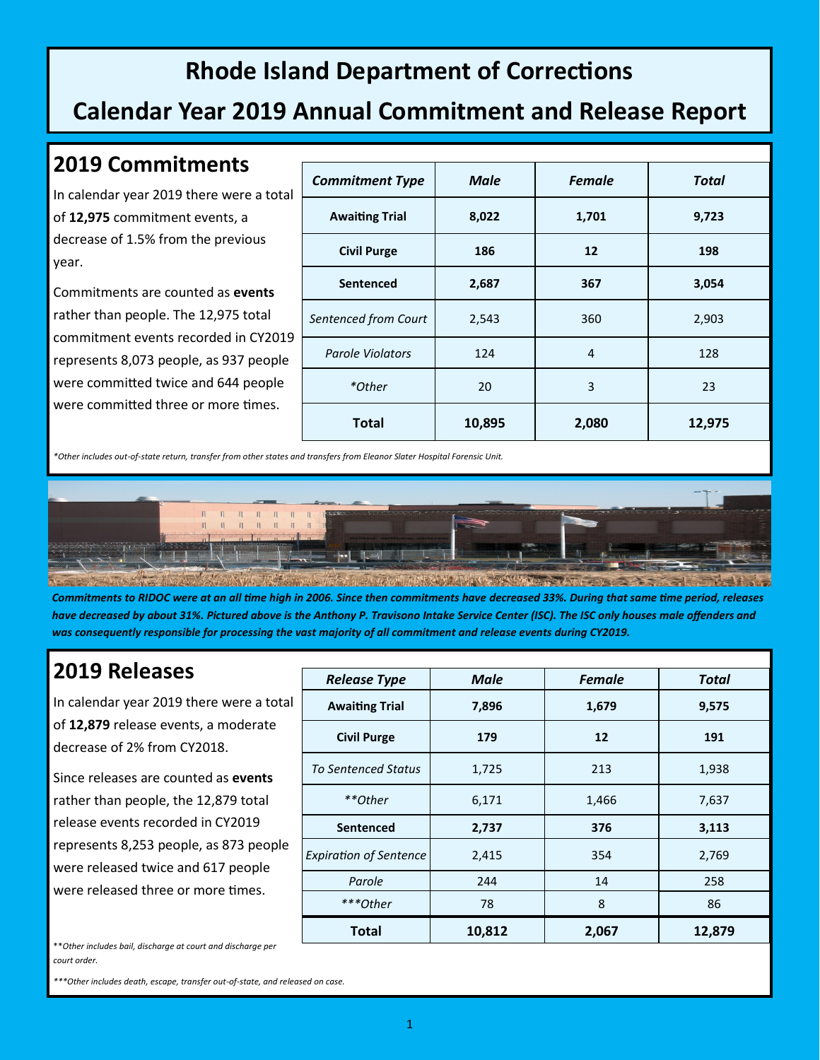# Rhode Island Department of Corrections

# Calendar Year 2019 Annual Commitment and Release Report

## 2019 Commitments

In calendar year 2019 there were a total of **12,975** commitment events, a decrease of 1.5% from the previous year.

Commitments are counted as **events** rather than people. The 12,975 total commitment events recorded in CY2019 represents 8,073 people, as 937 people were committed twice and 644 people were committed three or more times.

| *Commitment Type* | *Male* | *Female* | *Total* |
|---|---|---|---|
| **Awaiting Trial** | **8,022** | **1,701** | **9,723** |
| **Civil Purge** | **186** | **12** | **198** |
| **Sentenced** | **2,687** | **367** | **3,054** |
| *Sentenced from Court* | 2,543 | 360 | 2,903 |
| *Parole Violators* | 124 | 4 | 128 |
| **Other* | 20 | 3 | 23 |
| **Total** | **10,895** | **2,080** | **12,975** |

**Other includes out-of-state return, transfer from other states and transfers from Eleanor Slater Hospital Forensic Unit.*

***Commitments to RIDOC were at an all time high in 2006. Since then commitments have decreased 33%. During that same time period, releases have decreased by about 31%. Pictured above is the Anthony P. Travisono Intake Service Center (ISC). The ISC only houses male offenders and was consequently responsible for processing the vast majority of all commitment and release events during CY2019.***

## 2019 Releases

In calendar year 2019 there were a total of **12,879** release events, a moderate decrease of 2% from CY2018.

Since releases are counted as **events** rather than people, the 12,879 total release events recorded in CY2019 represents 8,253 people, as 873 people were released twice and 617 people were released three or more times.

| *Release Type* | *Male* | *Female* | *Total* |
|---|---|---|---|
| **Awaiting Trial** | **7,896** | **1,679** | **9,575** |
| **Civil Purge** | **179** | **12** | **191** |
| *To Sentenced Status* | 1,725 | 213 | 1,938 |
| ***Other* | 6,171 | 1,466 | 7,637 |
| **Sentenced** | **2,737** | **376** | **3,113** |
| *Expiration of Sentence* | 2,415 | 354 | 2,769 |
| *Parole* | 244 | 14 | 258 |
| ****Other* | 78 | 8 | 86 |
| **Total** | **10,812** | **2,067** | **12,879** |

***Other includes bail, discharge at court and discharge per court order.*

****Other includes death, escape, transfer out-of-state, and released on case.*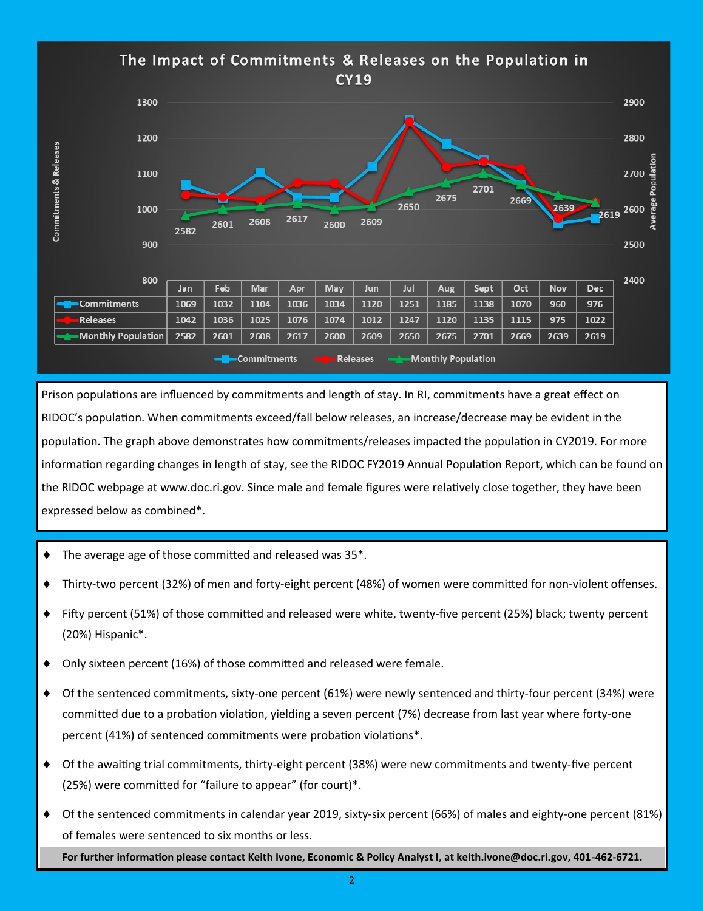## The Impact of Commitments & Releases on the Population in CY19

| | Jan | Feb | Mar | Apr | May | Jun | Jul | Aug | Sept | Oct | Nov | Dec |
|---|---|---|---|---|---|---|---|---|---|---|---|---|
| Commitments | 1069 | 1032 | 1104 | 1036 | 1034 | 1120 | 1251 | 1185 | 1138 | 1070 | 960 | 976 |
| Releases | 1042 | 1036 | 1025 | 1076 | 1074 | 1012 | 1247 | 1120 | 1135 | 1115 | 975 | 1022 |
| Monthly Population | 2582 | 2601 | 2608 | 2617 | 2600 | 2609 | 2650 | 2675 | 2701 | 2669 | 2639 | 2619 |

Prison populations are influenced by commitments and length of stay. In RI, commitments have a great effect on RIDOC's population. When commitments exceed/fall below releases, an increase/decrease may be evident in the population. The graph above demonstrates how commitments/releases impacted the population in CY2019. For more information regarding changes in length of stay, see the RIDOC FY2019 Annual Population Report, which can be found on the RIDOC webpage at www.doc.ri.gov. Since male and female figures were relatively close together, they have been expressed below as combined*.

- The average age of those committed and released was 35*.
- Thirty-two percent (32%) of men and forty-eight percent (48%) of women were committed for non-violent offenses.
- Fifty percent (51%) of those committed and released were white, twenty-five percent (25%) black; twenty percent (20%) Hispanic*.
- Only sixteen percent (16%) of those committed and released were female.
- Of the sentenced commitments, sixty-one percent (61%) were newly sentenced and thirty-four percent (34%) were committed due to a probation violation, yielding a seven percent (7%) decrease from last year where forty-one percent (41%) of sentenced commitments were probation violations*.
- Of the awaiting trial commitments, thirty-eight percent (38%) were new commitments and twenty-five percent (25%) were committed for "failure to appear" (for court)*.
- Of the sentenced commitments in calendar year 2019, sixty-six percent (66%) of males and eighty-one percent (81%) of females were sentenced to six months or less.

**For further information please contact Keith Ivone, Economic & Policy Analyst I, at keith.ivone@doc.ri.gov, 401-462-6721.**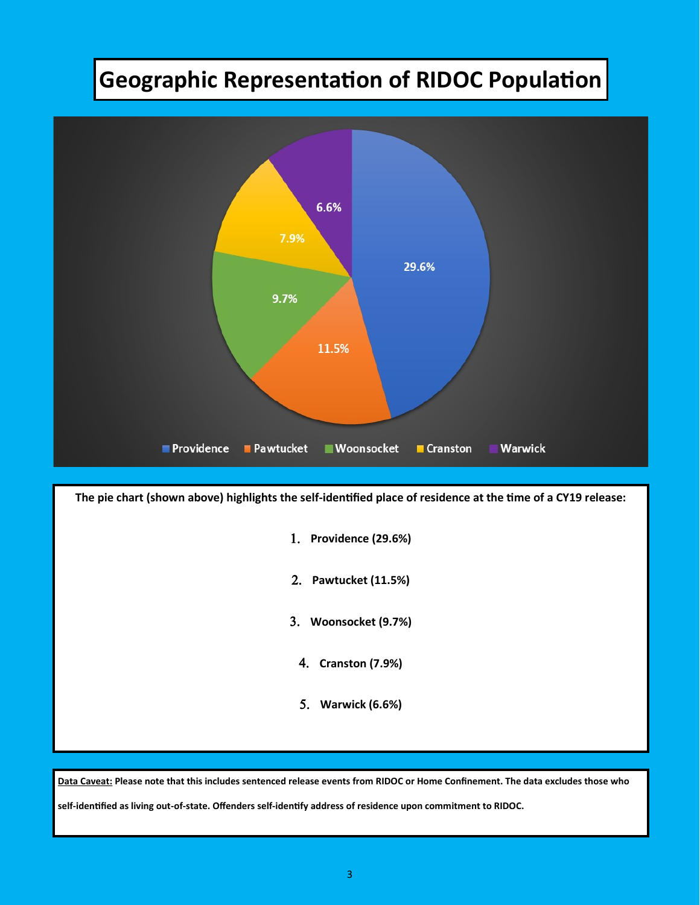# Geographic Representation of RIDOC Population

6.6%
7.9%
29.6%
9.7%
11.5%

Providence · Pawtucket · Woonsocket · Cranston · Warwick

**The pie chart (shown above) highlights the self-identified place of residence at the time of a CY19 release:**

1. **Providence (29.6%)**
2. **Pawtucket (11.5%)**
3. **Woonsocket (9.7%)**
4. **Cranston (7.9%)**
5. **Warwick (6.6%)**

**Data Caveat:** **Please note that this includes sentenced release events from RIDOC or Home Confinement. The data excludes those who self-identified as living out-of-state. Offenders self-identify address of residence upon commitment to RIDOC.**